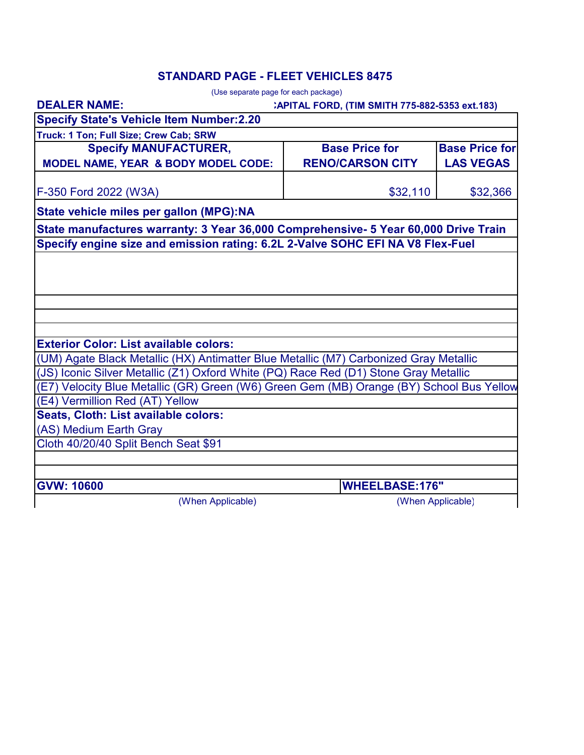# STANDARD PAGE - FLEET VEHICLES 8475

(Use separate page for each package)

**DEALER NAME:** :APITAL FORD, (TIM SMITH 775-882-5353 ext.183)

**Specify State's Vehicle Item Number:2.20**

**Truck: 1 Ton; Full Size; Crew Cab; SRW**

| Specify MANUFACTURER, MODEL NAME, YEAR & BODY MODEL CODE: | Base Price for RENO/CARSON CITY | Base Price for LAS VEGAS |
|---|---|---|
| F-350 Ford 2022 (W3A) | $32,110 | $32,366 |

**State vehicle miles per gallon (MPG):NA**

**State manufactures warranty: 3 Year 36,000 Comprehensive- 5 Year 60,000 Drive Train**

**Specify engine size and emission rating: 6.2L 2-Valve SOHC EFI NA V8 Flex-Fuel**

**Exterior Color: List available colors:**

(UM) Agate Black Metallic (HX) Antimatter Blue Metallic (M7) Carbonized Gray Metallic
(JS) Iconic Silver Metallic (Z1) Oxford White (PQ) Race Red (D1) Stone Gray Metallic
(E7) Velocity Blue Metallic (GR) Green (W6) Green Gem (MB) Orange (BY) School Bus Yellow
(E4) Vermillion Red (AT) Yellow

**Seats, Cloth: List available colors:**

(AS) Medium Earth Gray

Cloth 40/20/40 Split Bench Seat $91

| GVW: 10600 | WHEELBASE:176" |
|---|---|
| (When Applicable) | (When Applicable) |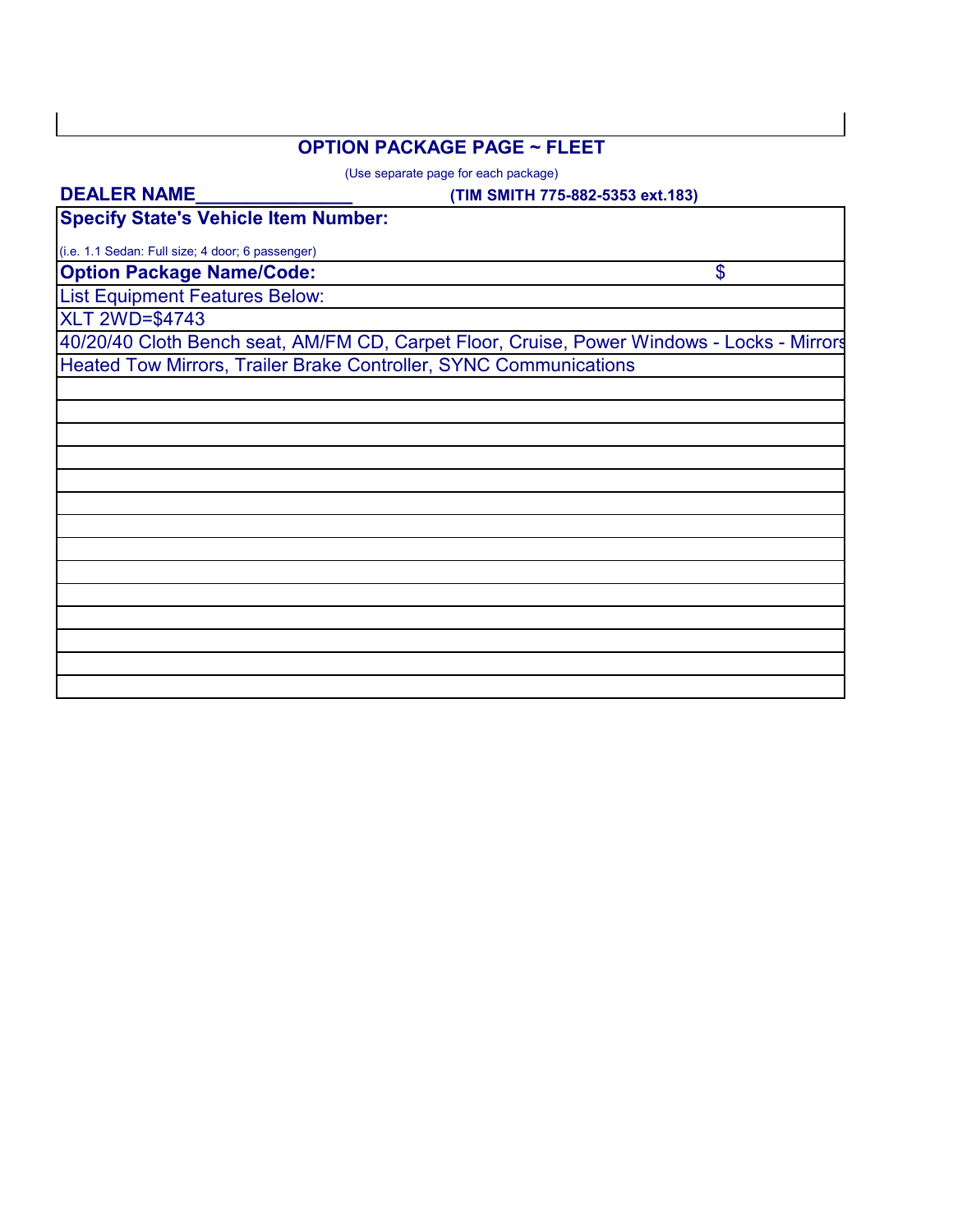## OPTION PACKAGE PAGE ~ FLEET

(Use separate page for each package)

**DEALER NAME_______________** **(TIM SMITH 775-882-5353 ext.183)**

| **Specify State's Vehicle Item Number:** | |
|---|---|
| (i.e. 1.1 Sedan: Full size; 4 door; 6 passenger) | |
| **Option Package Name/Code:** | $ |
| List Equipment Features Below: | |
| XLT 2WD=$4743 | |
| 40/20/40 Cloth Bench seat, AM/FM CD, Carpet Floor, Cruise, Power Windows - Locks - Mirrors | |
| Heated Tow Mirrors, Trailer Brake Controller, SYNC Communications | |
| | |
| | |
| | |
| | |
| | |
| | |
| | |
| | |
| | |
| | |
| | |
| | |
| | |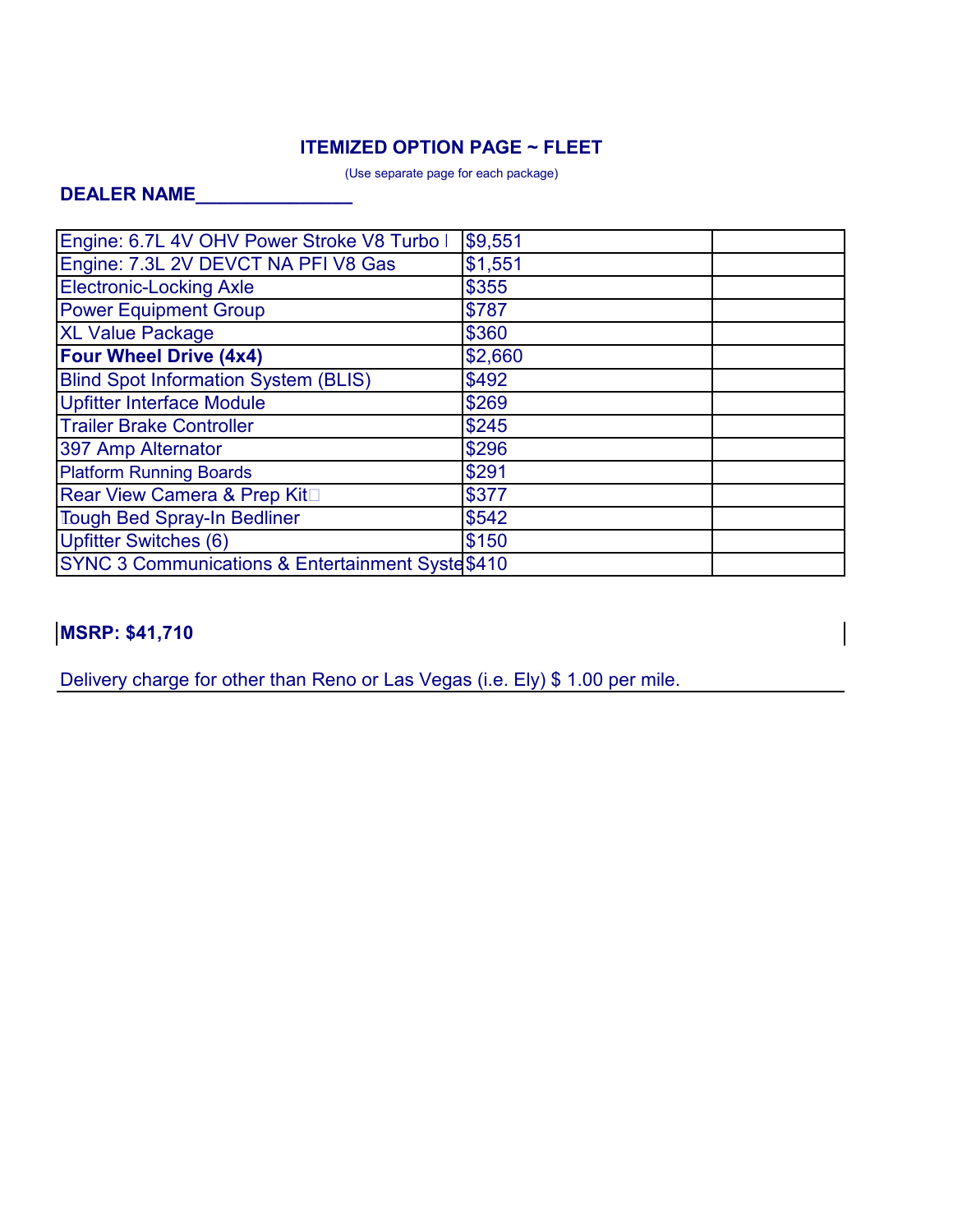## ITEMIZED OPTION PAGE ~ FLEET

(Use separate page for each package)

**DEALER NAME_______________**

| | | |
|---|---|---|
| Engine: 6.7L 4V OHV Power Stroke V8 Turbo I | $9,551 | |
| Engine: 7.3L 2V DEVCT NA PFI V8 Gas | $1,551 | |
| Electronic-Locking Axle | $355 | |
| Power Equipment Group | $787 | |
| XL Value Package | $360 | |
| **Four Wheel Drive (4x4)** | $2,660 | |
| Blind Spot Information System (BLIS) | $492 | |
| Upfitter Interface Module | $269 | |
| Trailer Brake Controller | $245 | |
| 397 Amp Alternator | $296 | |
| Platform Running Boards | $291 | |
| Rear View Camera & Prep Kit | $377 | |
| Tough Bed Spray-In Bedliner | $542 | |
| Upfitter Switches (6) | $150 | |
| SYNC 3 Communications & Entertainment Syste | $410 | |

**MSRP: $41,710**

Delivery charge for other than Reno or Las Vegas (i.e. Ely) $ 1.00 per mile.